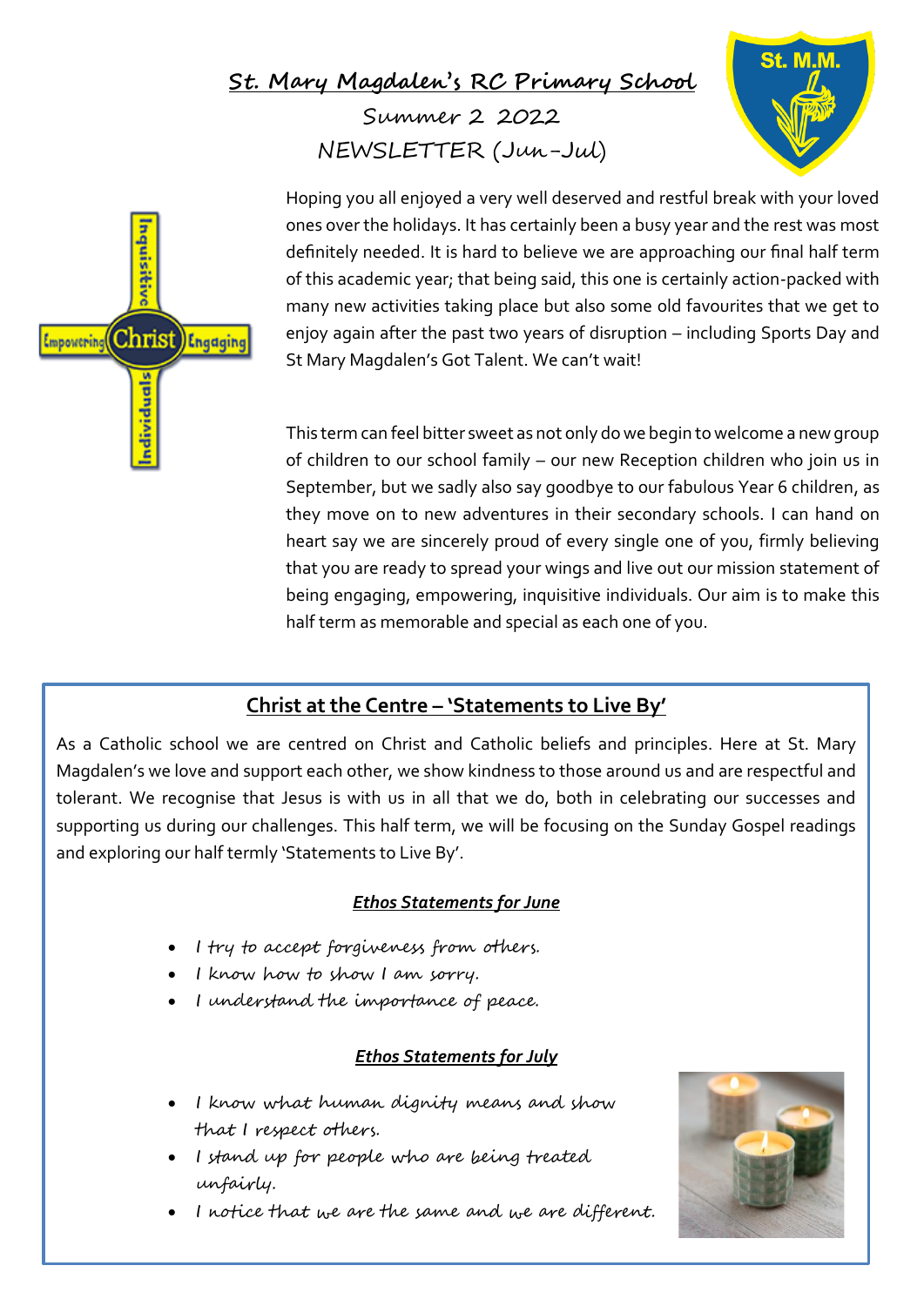# St. Mary Magdalen's RC Primary School

## Summer 2 2022

## NEWSLETTER (Jun-Jul)

Hoping you all enjoyed a very well deserved and restful break with your loved ones over the holidays. It has certainly been a busy year and the rest was most definitely needed. It is hard to believe we are approaching our final half term of this academic year; that being said, this one is certainly action-packed with many new activities taking place but also some old favourites that we get to enjoy again after the past two years of disruption – including Sports Day and St Mary Magdalen's Got Talent. We can't wait!

This term can feel bitter sweet as not only do we begin to welcome a new group of children to our school family – our new Reception children who join us in September, but we sadly also say goodbye to our fabulous Year 6 children, as they move on to new adventures in their secondary schools. I can hand on heart say we are sincerely proud of every single one of you, firmly believing that you are ready to spread your wings and live out our mission statement of being engaging, empowering, inquisitive individuals. Our aim is to make this half term as memorable and special as each one of you.

## Christ at the Centre – 'Statements to Live By'

As a Catholic school we are centred on Christ and Catholic beliefs and principles. Here at St. Mary Magdalen's we love and support each other, we show kindness to those around us and are respectful and tolerant. We recognise that Jesus is with us in all that we do, both in celebrating our successes and supporting us during our challenges. This half term, we will be focusing on the Sunday Gospel readings and exploring our half termly 'Statements to Live By'.

### *Ethos Statements for June*

- *I try to accept forgiveness from others.*
- *I know how to show I am sorry.*
- *I understand the importance of peace.*

### *Ethos Statements for July*

- *I know what human dignity means and show that I respect others.*
- *I stand up for people who are being treated unfairly.*
- *I notice that we are the same and we are different.*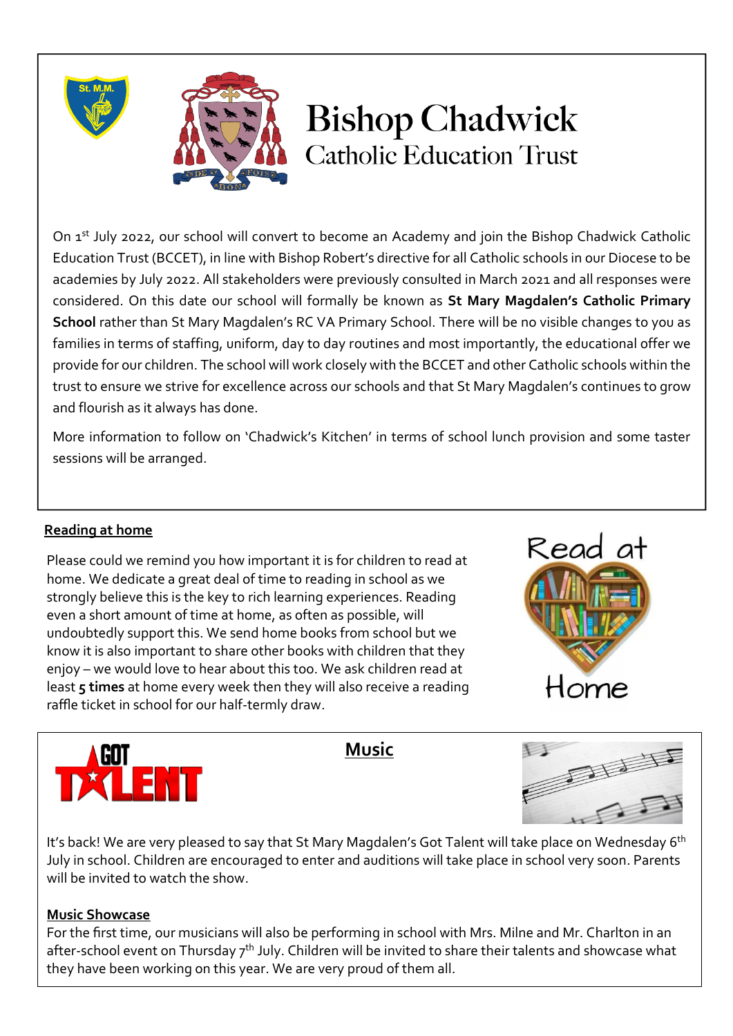# Bishop Chadwick
## Catholic Education Trust

On 1st July 2022, our school will convert to become an Academy and join the Bishop Chadwick Catholic Education Trust (BCCET), in line with Bishop Robert's directive for all Catholic schools in our Diocese to be academies by July 2022. All stakeholders were previously consulted in March 2021 and all responses were considered. On this date our school will formally be known as **St Mary Magdalen's Catholic Primary School** rather than St Mary Magdalen's RC VA Primary School. There will be no visible changes to you as families in terms of staffing, uniform, day to day routines and most importantly, the educational offer we provide for our children. The school will work closely with the BCCET and other Catholic schools within the trust to ensure we strive for excellence across our schools and that St Mary Magdalen's continues to grow and flourish as it always has done.

More information to follow on 'Chadwick's Kitchen' in terms of school lunch provision and some taster sessions will be arranged.

## Reading at home

Please could we remind you how important it is for children to read at home. We dedicate a great deal of time to reading in school as we strongly believe this is the key to rich learning experiences. Reading even a short amount of time at home, as often as possible, will undoubtedly support this. We send home books from school but we know it is also important to share other books with children that they enjoy – we would love to hear about this too. We ask children read at least **5 times** at home every week then they will also receive a reading raffle ticket in school for our half-termly draw.

## Music

It's back! We are very pleased to say that St Mary Magdalen's Got Talent will take place on Wednesday 6th July in school. Children are encouraged to enter and auditions will take place in school very soon. Parents will be invited to watch the show.

### Music Showcase

For the first time, our musicians will also be performing in school with Mrs. Milne and Mr. Charlton in an after-school event on Thursday 7th July. Children will be invited to share their talents and showcase what they have been working on this year. We are very proud of them all.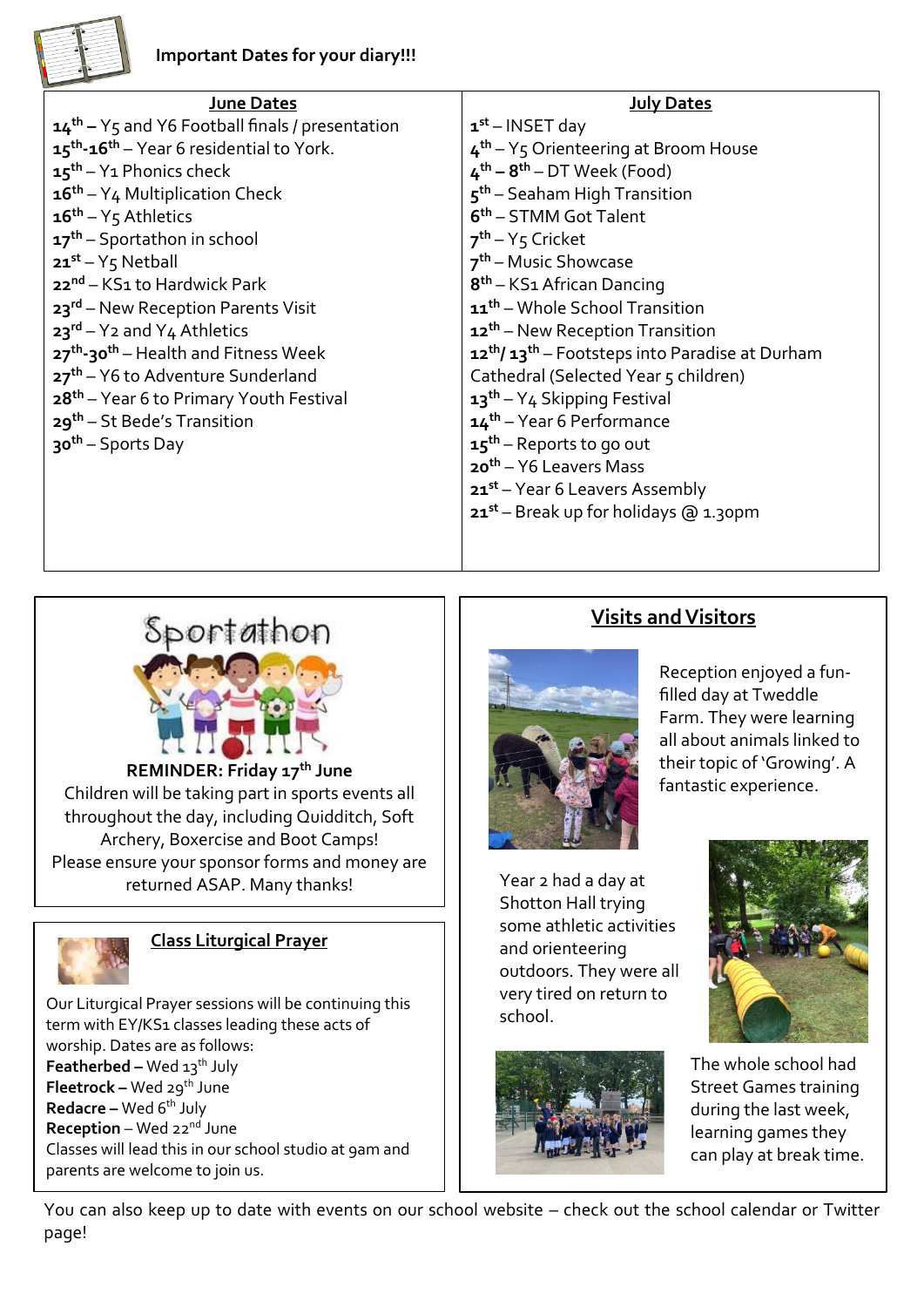## Important Dates for your diary!!!

| June Dates | July Dates |
|---|---|
| **14th –** Y5 and Y6 Football finals / presentation | **1st** – INSET day |
| **15th-16th** – Year 6 residential to York. | **4th** – Y5 Orienteering at Broom House |
| **15th** – Y1 Phonics check | **4th – 8th** – DT Week (Food) |
| **16th** – Y4 Multiplication Check | **5th** – Seaham High Transition |
| **16th** – Y5 Athletics | **6th** – STMM Got Talent |
| **17th** – Sportathon in school | **7th** – Y5 Cricket |
| **21st** – Y5 Netball | **7th** – Music Showcase |
| **22nd** – KS1 to Hardwick Park | **8th** – KS1 African Dancing |
| **23rd** – New Reception Parents Visit | **11th** – Whole School Transition |
| **23rd** – Y2 and Y4 Athletics | **12th** – New Reception Transition |
| **27th-30th** – Health and Fitness Week | **12th/ 13th** – Footsteps into Paradise at Durham Cathedral (Selected Year 5 children) |
| **27th** – Y6 to Adventure Sunderland | **13th** – Y4 Skipping Festival |
| **28th** – Year 6 to Primary Youth Festival | **14th** – Year 6 Performance |
| **29th** – St Bede's Transition | **15th** – Reports to go out |
| **30th** – Sports Day | **20th** – Y6 Leavers Mass |
| | **21st** – Year 6 Leavers Assembly |
| | **21st** – Break up for holidays @ 1.30pm |

## Sportathon

**REMINDER: Friday 17th June**

Children will be taking part in sports events all throughout the day, including Quidditch, Soft Archery, Boxercise and Boot Camps!

Please ensure your sponsor forms and money are returned ASAP. Many thanks!

## Class Liturgical Prayer

Our Liturgical Prayer sessions will be continuing this term with EY/KS1 classes leading these acts of worship. Dates are as follows:

**Featherbed –** Wed 13th July
**Fleetrock –** Wed 29th June
**Redacre –** Wed 6th July
**Reception** – Wed 22nd June

Classes will lead this in our school studio at 9am and parents are welcome to join us.

## Visits and Visitors

Reception enjoyed a fun-filled day at Tweddle Farm. They were learning all about animals linked to their topic of 'Growing'. A fantastic experience.

Year 2 had a day at Shotton Hall trying some athletic activities and orienteering outdoors. They were all very tired on return to school.

The whole school had Street Games training during the last week, learning games they can play at break time.

You can also keep up to date with events on our school website – check out the school calendar or Twitter page!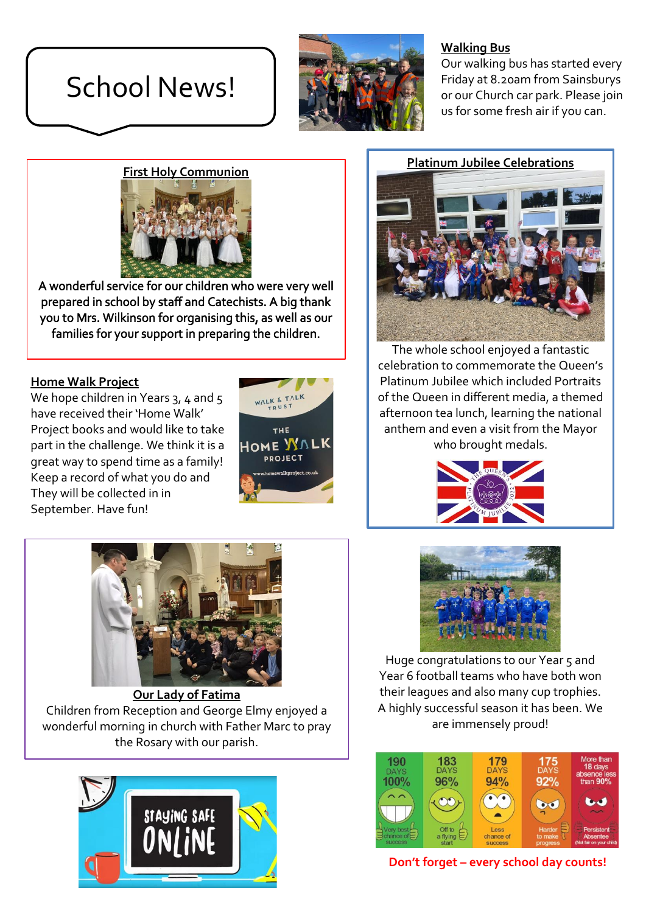# School News!

## Walking Bus

Our walking bus has started every Friday at 8.20am from Sainsburys or our Church car park. Please join us for some fresh air if you can.

## First Holy Communion

A wonderful service for our children who were very well prepared in school by staff and Catechists. A big thank you to Mrs. Wilkinson for organising this, as well as our families for your support in preparing the children.

## Home Walk Project

We hope children in Years 3, 4 and 5 have received their 'Home Walk' Project books and would like to take part in the challenge. We think it is a great way to spend time as a family! Keep a record of what you do and They will be collected in in September. Have fun!

## Platinum Jubilee Celebrations

The whole school enjoyed a fantastic celebration to commemorate the Queen's Platinum Jubilee which included Portraits of the Queen in different media, a themed afternoon tea lunch, learning the national anthem and even a visit from the Mayor who brought medals.

## Our Lady of Fatima

Children from Reception and George Elmy enjoyed a wonderful morning in church with Father Marc to pray the Rosary with our parish.

Huge congratulations to our Year 5 and Year 6 football teams who have both won their leagues and also many cup trophies. A highly successful season it has been. We are immensely proud!

190 DAYS 100% Very best chance of success

183 DAYS 96% Off to a flying start

179 DAYS 94% Less chance of success

175 DAYS 92% Harder to make progress

More than 18 days absence less than 90% Persistent Absentee (Not fair on your child)

**Don't forget – every school day counts!**